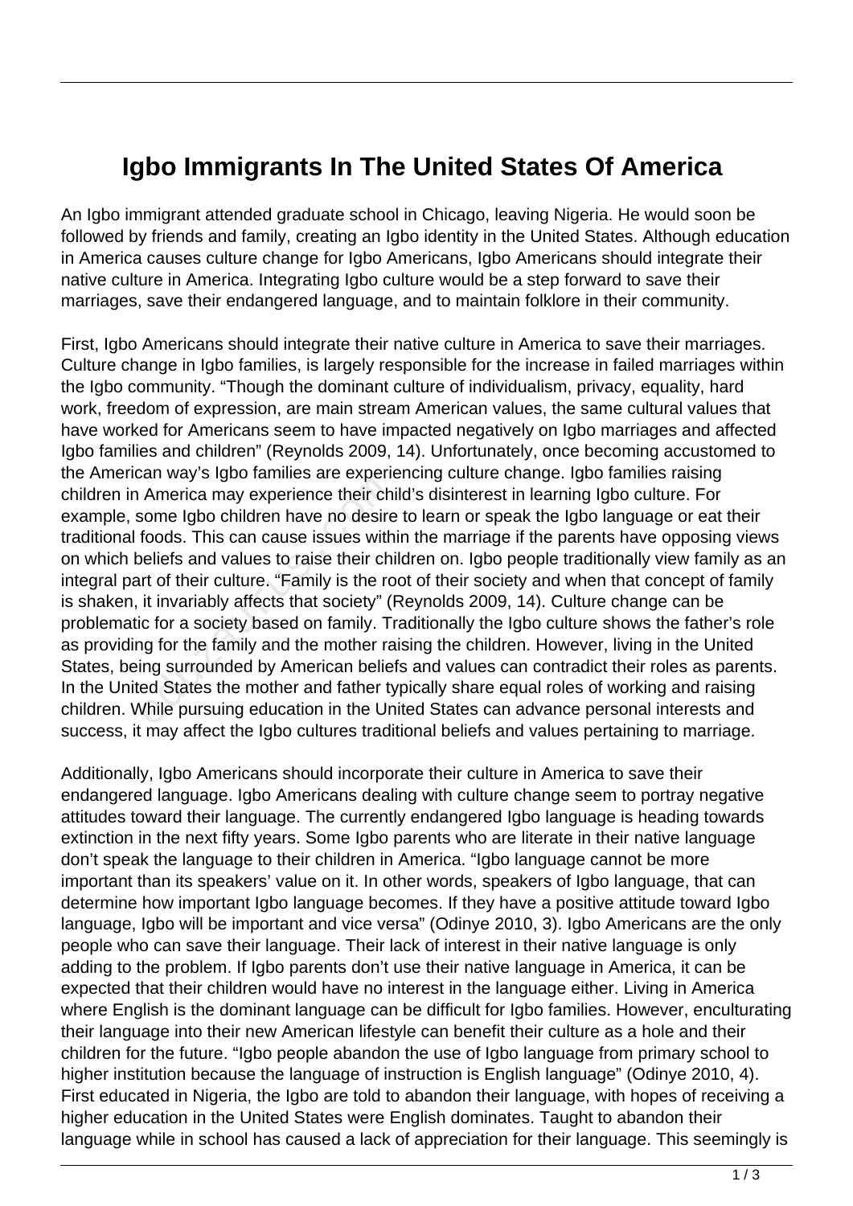# Igbo Immigrants In The United States Of America

An Igbo immigrant attended graduate school in Chicago, leaving Nigeria. He would soon be followed by friends and family, creating an Igbo identity in the United States. Although education in America causes culture change for Igbo Americans, Igbo Americans should integrate their native culture in America. Integrating Igbo culture would be a step forward to save their marriages, save their endangered language, and to maintain folklore in their community.

First, Igbo Americans should integrate their native culture in America to save their marriages. Culture change in Igbo families, is largely responsible for the increase in failed marriages within the Igbo community. "Though the dominant culture of individualism, privacy, equality, hard work, freedom of expression, are main stream American values, the same cultural values that have worked for Americans seem to have impacted negatively on Igbo marriages and affected Igbo families and children" (Reynolds 2009, 14). Unfortunately, once becoming accustomed to the American way's Igbo families are experiencing culture change. Igbo families raising children in America may experience their child's disinterest in learning Igbo culture. For example, some Igbo children have no desire to learn or speak the Igbo language or eat their traditional foods. This can cause issues within the marriage if the parents have opposing views on which beliefs and values to raise their children on. Igbo people traditionally view family as an integral part of their culture. "Family is the root of their society and when that concept of family is shaken, it invariably affects that society" (Reynolds 2009, 14). Culture change can be problematic for a society based on family. Traditionally the Igbo culture shows the father's role as providing for the family and the mother raising the children. However, living in the United States, being surrounded by American beliefs and values can contradict their roles as parents. In the United States the mother and father typically share equal roles of working and raising children. While pursuing education in the United States can advance personal interests and success, it may affect the Igbo cultures traditional beliefs and values pertaining to marriage.

Additionally, Igbo Americans should incorporate their culture in America to save their endangered language. Igbo Americans dealing with culture change seem to portray negative attitudes toward their language. The currently endangered Igbo language is heading towards extinction in the next fifty years. Some Igbo parents who are literate in their native language don't speak the language to their children in America. "Igbo language cannot be more important than its speakers' value on it. In other words, speakers of Igbo language, that can determine how important Igbo language becomes. If they have a positive attitude toward Igbo language, Igbo will be important and vice versa" (Odinye 2010, 3). Igbo Americans are the only people who can save their language. Their lack of interest in their native language is only adding to the problem. If Igbo parents don't use their native language in America, it can be expected that their children would have no interest in the language either. Living in America where English is the dominant language can be difficult for Igbo families. However, enculturating their language into their new American lifestyle can benefit their culture as a hole and their children for the future. "Igbo people abandon the use of Igbo language from primary school to higher institution because the language of instruction is English language" (Odinye 2010, 4). First educated in Nigeria, the Igbo are told to abandon their language, with hopes of receiving a higher education in the United States were English dominates. Taught to abandon their language while in school has caused a lack of appreciation for their language. This seemingly is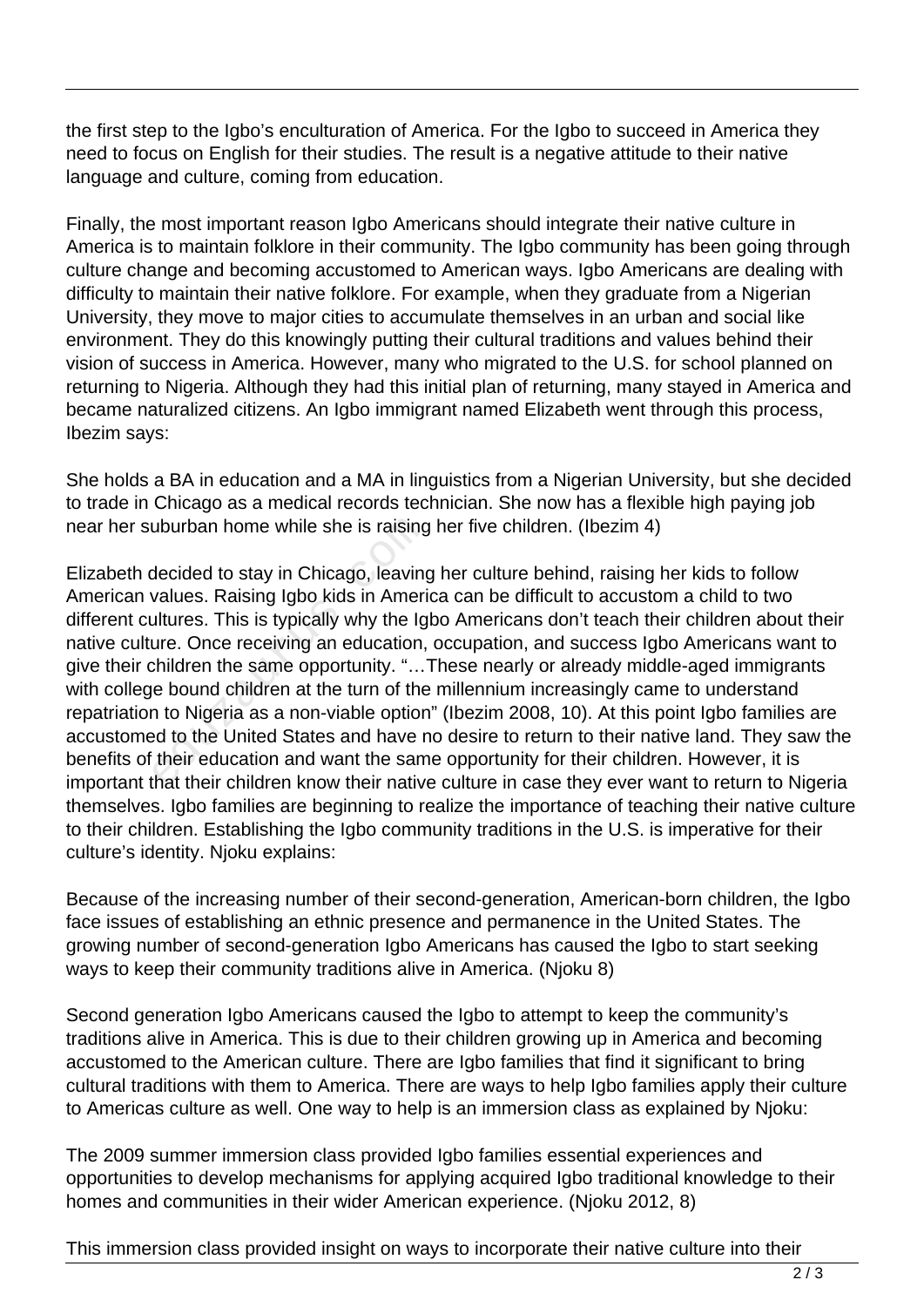the first step to the Igbo's enculturation of America. For the Igbo to succeed in America they need to focus on English for their studies. The result is a negative attitude to their native language and culture, coming from education.

Finally, the most important reason Igbo Americans should integrate their native culture in America is to maintain folklore in their community. The Igbo community has been going through culture change and becoming accustomed to American ways. Igbo Americans are dealing with difficulty to maintain their native folklore. For example, when they graduate from a Nigerian University, they move to major cities to accumulate themselves in an urban and social like environment. They do this knowingly putting their cultural traditions and values behind their vision of success in America. However, many who migrated to the U.S. for school planned on returning to Nigeria. Although they had this initial plan of returning, many stayed in America and became naturalized citizens. An Igbo immigrant named Elizabeth went through this process, Ibezim says:

She holds a BA in education and a MA in linguistics from a Nigerian University, but she decided to trade in Chicago as a medical records technician. She now has a flexible high paying job near her suburban home while she is raising her five children. (Ibezim 4)

Elizabeth decided to stay in Chicago, leaving her culture behind, raising her kids to follow American values. Raising Igbo kids in America can be difficult to accustom a child to two different cultures. This is typically why the Igbo Americans don't teach their children about their native culture. Once receiving an education, occupation, and success Igbo Americans want to give their children the same opportunity. "…These nearly or already middle-aged immigrants with college bound children at the turn of the millennium increasingly came to understand repatriation to Nigeria as a non-viable option" (Ibezim 2008, 10). At this point Igbo families are accustomed to the United States and have no desire to return to their native land. They saw the benefits of their education and want the same opportunity for their children. However, it is important that their children know their native culture in case they ever want to return to Nigeria themselves. Igbo families are beginning to realize the importance of teaching their native culture to their children. Establishing the Igbo community traditions in the U.S. is imperative for their culture's identity. Njoku explains:

Because of the increasing number of their second-generation, American-born children, the Igbo face issues of establishing an ethnic presence and permanence in the United States. The growing number of second-generation Igbo Americans has caused the Igbo to start seeking ways to keep their community traditions alive in America. (Njoku 8)

Second generation Igbo Americans caused the Igbo to attempt to keep the community's traditions alive in America. This is due to their children growing up in America and becoming accustomed to the American culture. There are Igbo families that find it significant to bring cultural traditions with them to America. There are ways to help Igbo families apply their culture to Americas culture as well. One way to help is an immersion class as explained by Njoku:

The 2009 summer immersion class provided Igbo families essential experiences and opportunities to develop mechanisms for applying acquired Igbo traditional knowledge to their homes and communities in their wider American experience. (Njoku 2012, 8)

This immersion class provided insight on ways to incorporate their native culture into their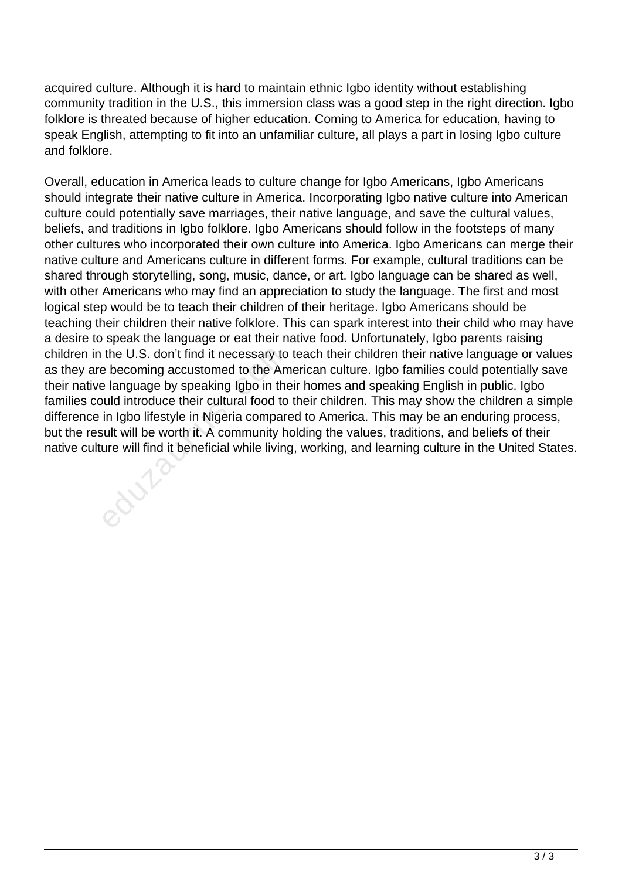acquired culture. Although it is hard to maintain ethnic Igbo identity without establishing community tradition in the U.S., this immersion class was a good step in the right direction. Igbo folklore is threated because of higher education. Coming to America for education, having to speak English, attempting to fit into an unfamiliar culture, all plays a part in losing Igbo culture and folklore.

Overall, education in America leads to culture change for Igbo Americans, Igbo Americans should integrate their native culture in America. Incorporating Igbo native culture into American culture could potentially save marriages, their native language, and save the cultural values, beliefs, and traditions in Igbo folklore. Igbo Americans should follow in the footsteps of many other cultures who incorporated their own culture into America. Igbo Americans can merge their native culture and Americans culture in different forms. For example, cultural traditions can be shared through storytelling, song, music, dance, or art. Igbo language can be shared as well, with other Americans who may find an appreciation to study the language. The first and most logical step would be to teach their children of their heritage. Igbo Americans should be teaching their children their native folklore. This can spark interest into their child who may have a desire to speak the language or eat their native food. Unfortunately, Igbo parents raising children in the U.S. don't find it necessary to teach their children their native language or values as they are becoming accustomed to the American culture. Igbo families could potentially save their native language by speaking Igbo in their homes and speaking English in public. Igbo families could introduce their cultural food to their children. This may show the children a simple difference in Igbo lifestyle in Nigeria compared to America. This may be an enduring process, but the result will be worth it. A community holding the values, traditions, and beliefs of their native culture will find it beneficial while living, working, and learning culture in the United States.